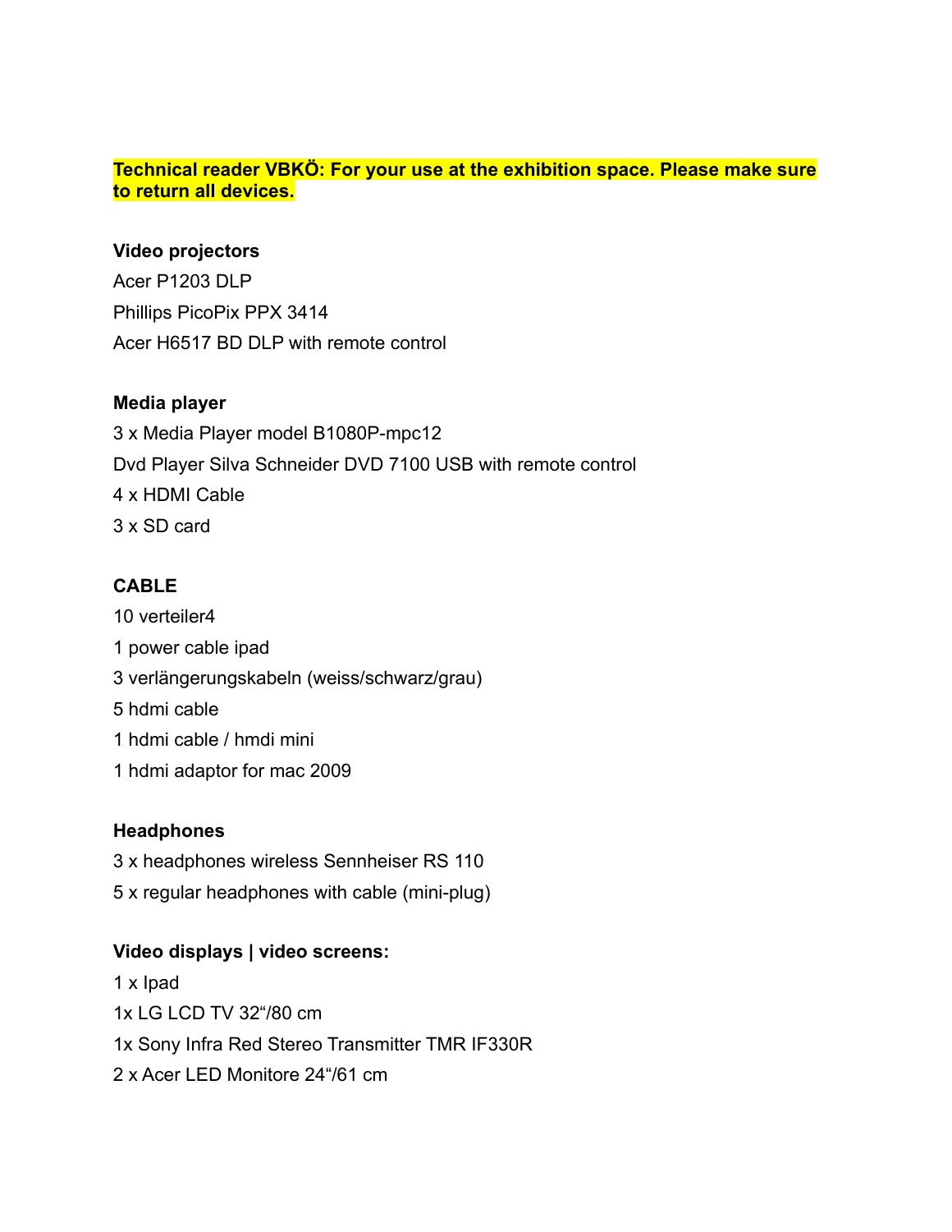**Technical reader VBKÖ: For your use at the exhibition space. Please make sure to return all devices.**

**Video projectors**

Acer P1203 DLP

Phillips PicoPix PPX 3414

Acer H6517 BD DLP with remote control

**Media player**

3 x Media Player model B1080P-mpc12

Dvd Player Silva Schneider DVD 7100 USB with remote control

4 x HDMI Cable

3 x SD card

**CABLE**

10 verteiler4

1 power cable ipad

3 verlängerungskabeln (weiss/schwarz/grau)

5 hdmi cable

1 hdmi cable / hmdi mini

1 hdmi adaptor for mac 2009

**Headphones**

3 x headphones wireless Sennheiser RS 110

5 x regular headphones with cable (mini-plug)

**Video displays | video screens:**

1 x Ipad

1x LG LCD TV 32“/80 cm

1x Sony Infra Red Stereo Transmitter TMR IF330R

2 x Acer LED Monitore 24“/61 cm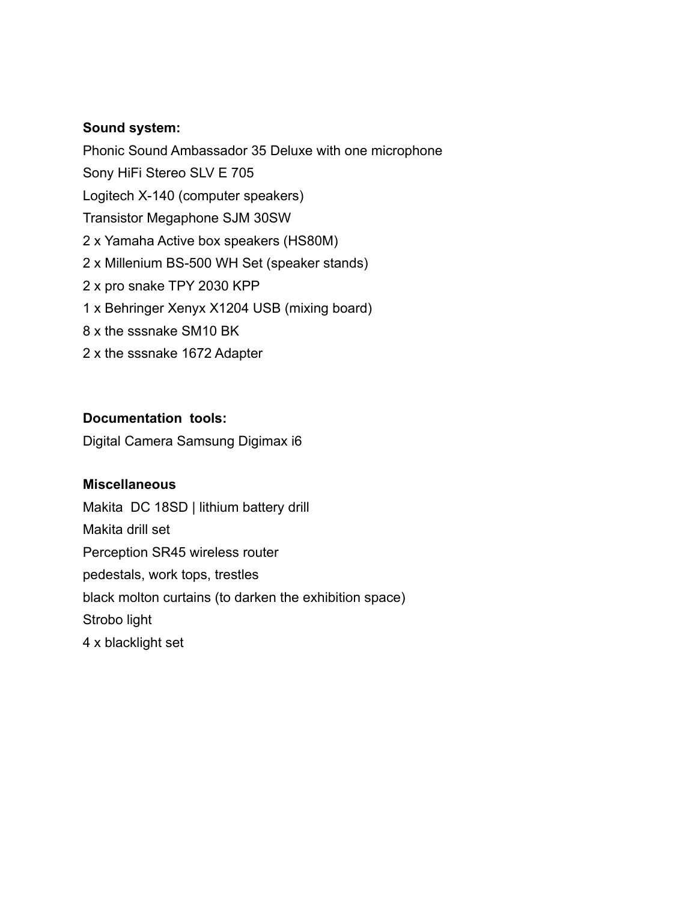**Sound system:**

Phonic Sound Ambassador 35 Deluxe with one microphone

Sony HiFi Stereo SLV E 705

Logitech X-140 (computer speakers)

Transistor Megaphone SJM 30SW

2 x Yamaha Active box speakers (HS80M)

2 x Millenium BS-500 WH Set (speaker stands)

2 x pro snake TPY 2030 KPP

1 x Behringer Xenyx X1204 USB (mixing board)

8 x the sssnake SM10 BK

2 x the sssnake 1672 Adapter

**Documentation tools:**

Digital Camera Samsung Digimax i6

**Miscellaneous**

Makita DC 18SD | lithium battery drill

Makita drill set

Perception SR45 wireless router

pedestals, work tops, trestles

black molton curtains (to darken the exhibition space)

Strobo light

4 x blacklight set